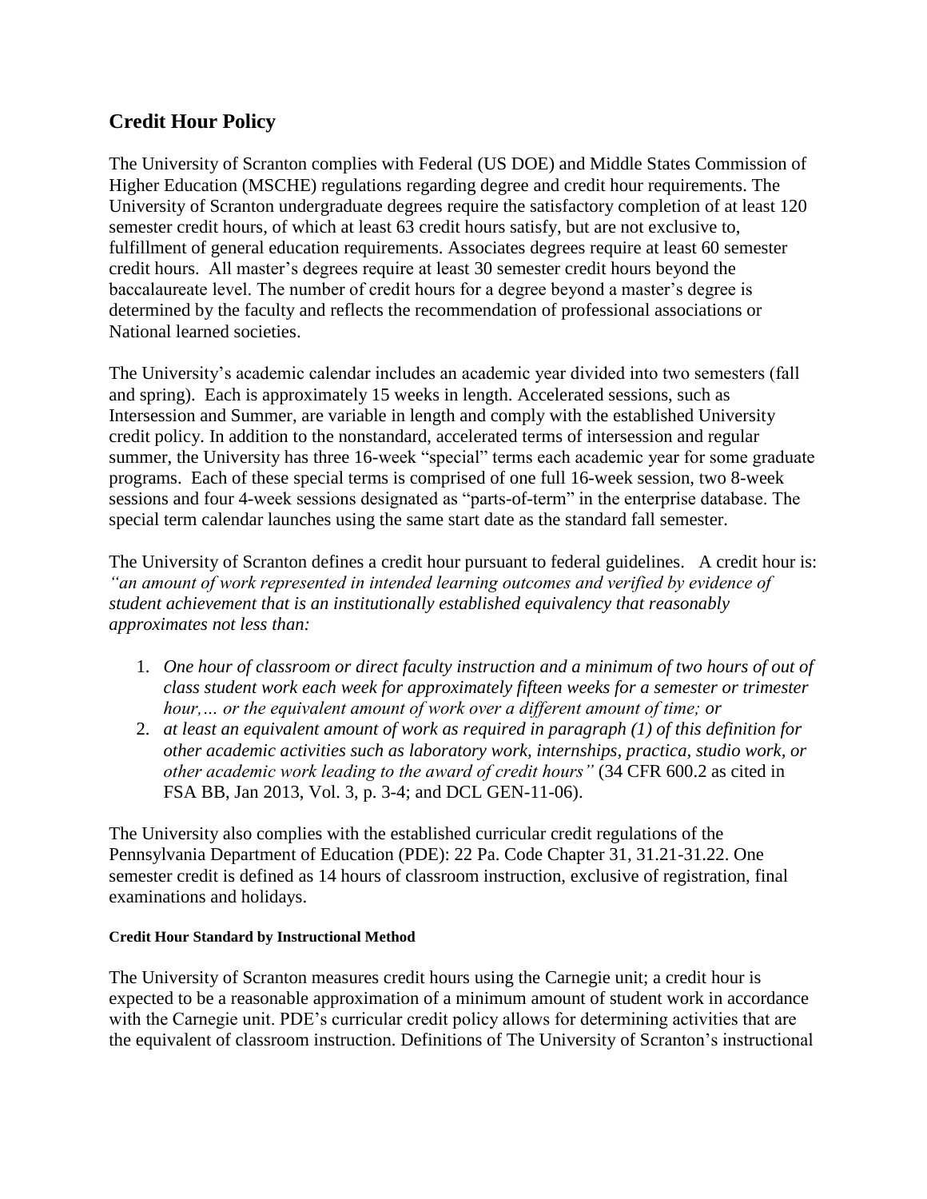## Credit Hour Policy

The University of Scranton complies with Federal (US DOE) and Middle States Commission of Higher Education (MSCHE) regulations regarding degree and credit hour requirements. The University of Scranton undergraduate degrees require the satisfactory completion of at least 120 semester credit hours, of which at least 63 credit hours satisfy, but are not exclusive to, fulfillment of general education requirements. Associates degrees require at least 60 semester credit hours. All master's degrees require at least 30 semester credit hours beyond the baccalaureate level. The number of credit hours for a degree beyond a master's degree is determined by the faculty and reflects the recommendation of professional associations or National learned societies.

The University's academic calendar includes an academic year divided into two semesters (fall and spring). Each is approximately 15 weeks in length. Accelerated sessions, such as Intersession and Summer, are variable in length and comply with the established University credit policy. In addition to the nonstandard, accelerated terms of intersession and regular summer, the University has three 16-week "special" terms each academic year for some graduate programs. Each of these special terms is comprised of one full 16-week session, two 8-week sessions and four 4-week sessions designated as "parts-of-term" in the enterprise database. The special term calendar launches using the same start date as the standard fall semester.

The University of Scranton defines a credit hour pursuant to federal guidelines. A credit hour is: *"an amount of work represented in intended learning outcomes and verified by evidence of student achievement that is an institutionally established equivalency that reasonably approximates not less than:*

1. *One hour of classroom or direct faculty instruction and a minimum of two hours of out of class student work each week for approximately fifteen weeks for a semester or trimester hour,… or the equivalent amount of work over a different amount of time; or*
2. *at least an equivalent amount of work as required in paragraph (1) of this definition for other academic activities such as laboratory work, internships, practica, studio work, or other academic work leading to the award of credit hours"* (34 CFR 600.2 as cited in FSA BB, Jan 2013, Vol. 3, p. 3-4; and DCL GEN-11-06).

The University also complies with the established curricular credit regulations of the Pennsylvania Department of Education (PDE): 22 Pa. Code Chapter 31, 31.21-31.22. One semester credit is defined as 14 hours of classroom instruction, exclusive of registration, final examinations and holidays.

#### Credit Hour Standard by Instructional Method

The University of Scranton measures credit hours using the Carnegie unit; a credit hour is expected to be a reasonable approximation of a minimum amount of student work in accordance with the Carnegie unit. PDE's curricular credit policy allows for determining activities that are the equivalent of classroom instruction. Definitions of The University of Scranton's instructional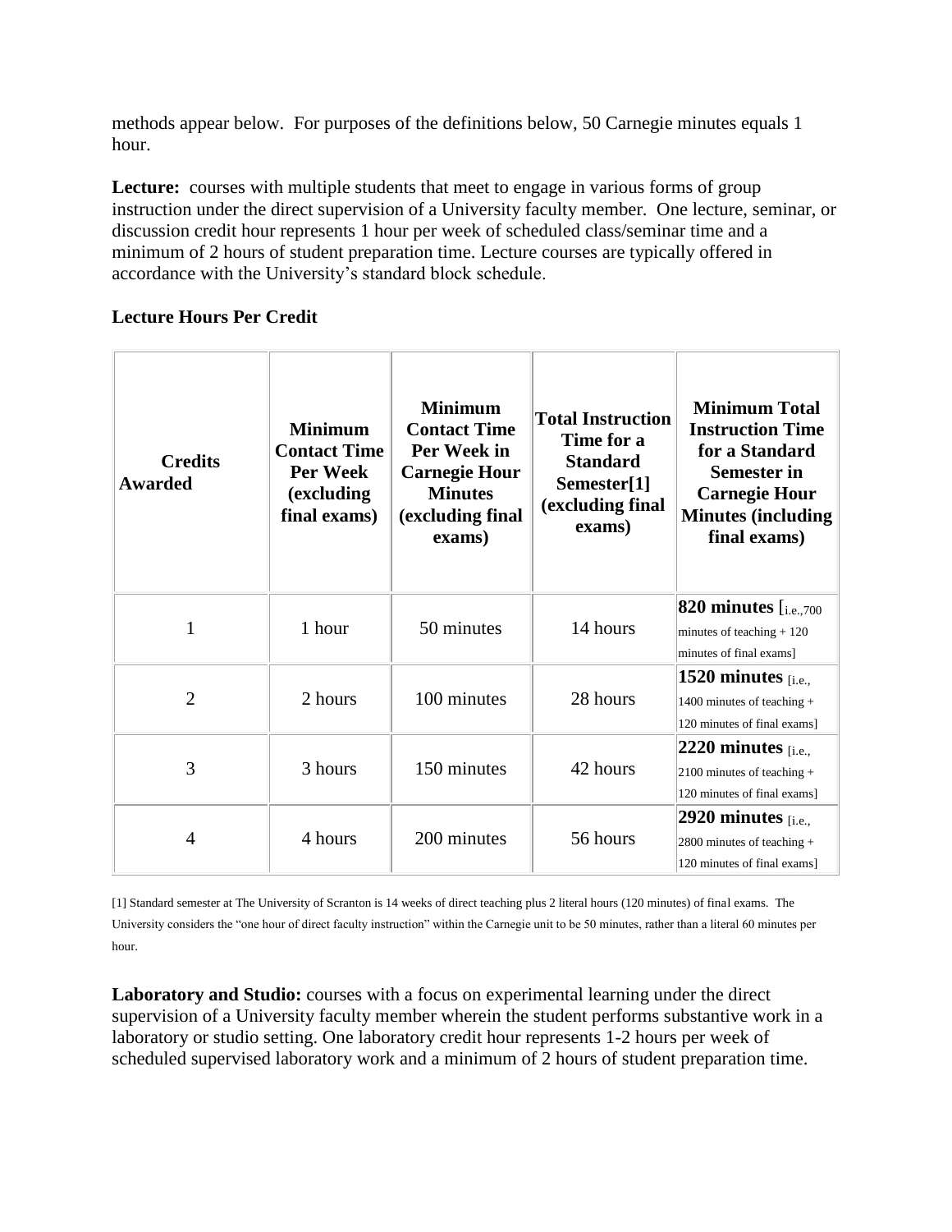methods appear below. For purposes of the definitions below, 50 Carnegie minutes equals 1 hour.

**Lecture:** courses with multiple students that meet to engage in various forms of group instruction under the direct supervision of a University faculty member. One lecture, seminar, or discussion credit hour represents 1 hour per week of scheduled class/seminar time and a minimum of 2 hours of student preparation time. Lecture courses are typically offered in accordance with the University's standard block schedule.

**Lecture Hours Per Credit**

| Credits Awarded | Minimum Contact Time Per Week (excluding final exams) | Minimum Contact Time Per Week in Carnegie Hour Minutes (excluding final exams) | Total Instruction Time for a Standard Semester[1] (excluding final exams) | Minimum Total Instruction Time for a Standard Semester in Carnegie Hour Minutes (including final exams) |
|---|---|---|---|---|
| 1 | 1 hour | 50 minutes | 14 hours | **820 minutes** [i.e.,700 minutes of teaching + 120 minutes of final exams] |
| 2 | 2 hours | 100 minutes | 28 hours | **1520 minutes** [i.e., 1400 minutes of teaching + 120 minutes of final exams] |
| 3 | 3 hours | 150 minutes | 42 hours | **2220 minutes** [i.e., 2100 minutes of teaching + 120 minutes of final exams] |
| 4 | 4 hours | 200 minutes | 56 hours | **2920 minutes** [i.e., 2800 minutes of teaching + 120 minutes of final exams] |

[1] Standard semester at The University of Scranton is 14 weeks of direct teaching plus 2 literal hours (120 minutes) of final exams. The University considers the "one hour of direct faculty instruction" within the Carnegie unit to be 50 minutes, rather than a literal 60 minutes per hour.

**Laboratory and Studio:** courses with a focus on experimental learning under the direct supervision of a University faculty member wherein the student performs substantive work in a laboratory or studio setting. One laboratory credit hour represents 1-2 hours per week of scheduled supervised laboratory work and a minimum of 2 hours of student preparation time.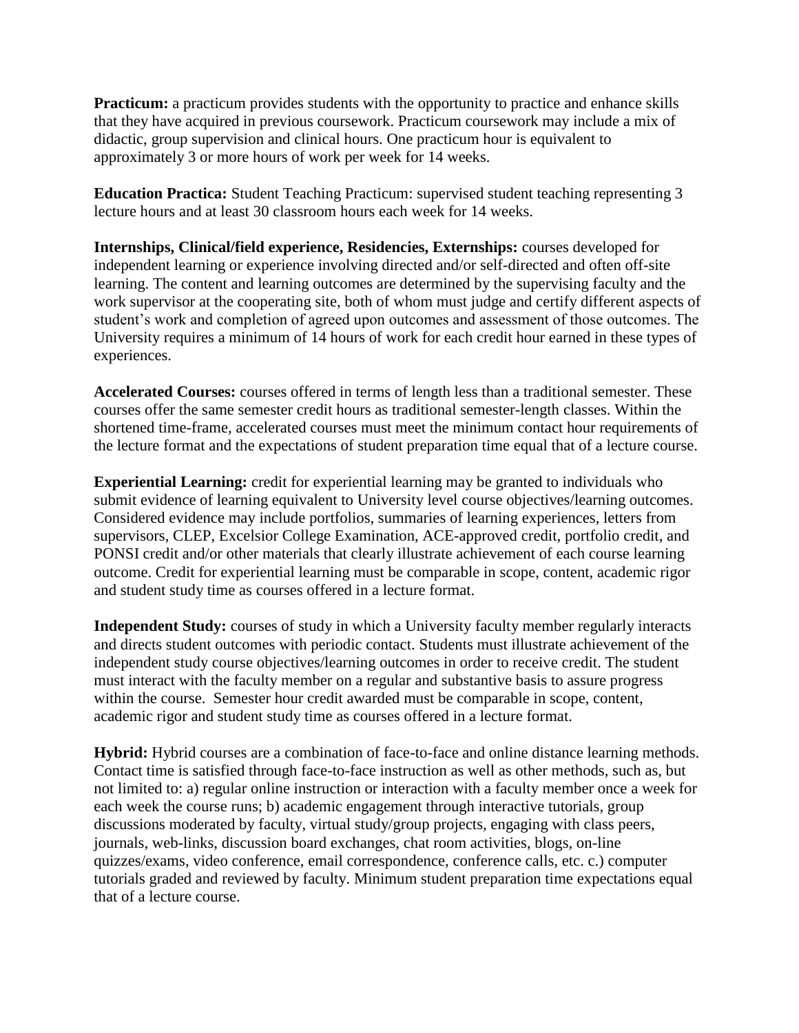**Practicum:** a practicum provides students with the opportunity to practice and enhance skills that they have acquired in previous coursework. Practicum coursework may include a mix of didactic, group supervision and clinical hours. One practicum hour is equivalent to approximately 3 or more hours of work per week for 14 weeks.

**Education Practica:** Student Teaching Practicum: supervised student teaching representing 3 lecture hours and at least 30 classroom hours each week for 14 weeks.

**Internships, Clinical/field experience, Residencies, Externships:** courses developed for independent learning or experience involving directed and/or self-directed and often off-site learning. The content and learning outcomes are determined by the supervising faculty and the work supervisor at the cooperating site, both of whom must judge and certify different aspects of student's work and completion of agreed upon outcomes and assessment of those outcomes. The University requires a minimum of 14 hours of work for each credit hour earned in these types of experiences.

**Accelerated Courses:** courses offered in terms of length less than a traditional semester. These courses offer the same semester credit hours as traditional semester-length classes. Within the shortened time-frame, accelerated courses must meet the minimum contact hour requirements of the lecture format and the expectations of student preparation time equal that of a lecture course.

**Experiential Learning:** credit for experiential learning may be granted to individuals who submit evidence of learning equivalent to University level course objectives/learning outcomes. Considered evidence may include portfolios, summaries of learning experiences, letters from supervisors, CLEP, Excelsior College Examination, ACE-approved credit, portfolio credit, and PONSI credit and/or other materials that clearly illustrate achievement of each course learning outcome. Credit for experiential learning must be comparable in scope, content, academic rigor and student study time as courses offered in a lecture format.

**Independent Study:** courses of study in which a University faculty member regularly interacts and directs student outcomes with periodic contact. Students must illustrate achievement of the independent study course objectives/learning outcomes in order to receive credit. The student must interact with the faculty member on a regular and substantive basis to assure progress within the course. Semester hour credit awarded must be comparable in scope, content, academic rigor and student study time as courses offered in a lecture format.

**Hybrid:** Hybrid courses are a combination of face-to-face and online distance learning methods. Contact time is satisfied through face-to-face instruction as well as other methods, such as, but not limited to: a) regular online instruction or interaction with a faculty member once a week for each week the course runs; b) academic engagement through interactive tutorials, group discussions moderated by faculty, virtual study/group projects, engaging with class peers, journals, web-links, discussion board exchanges, chat room activities, blogs, on-line quizzes/exams, video conference, email correspondence, conference calls, etc. c.) computer tutorials graded and reviewed by faculty. Minimum student preparation time expectations equal that of a lecture course.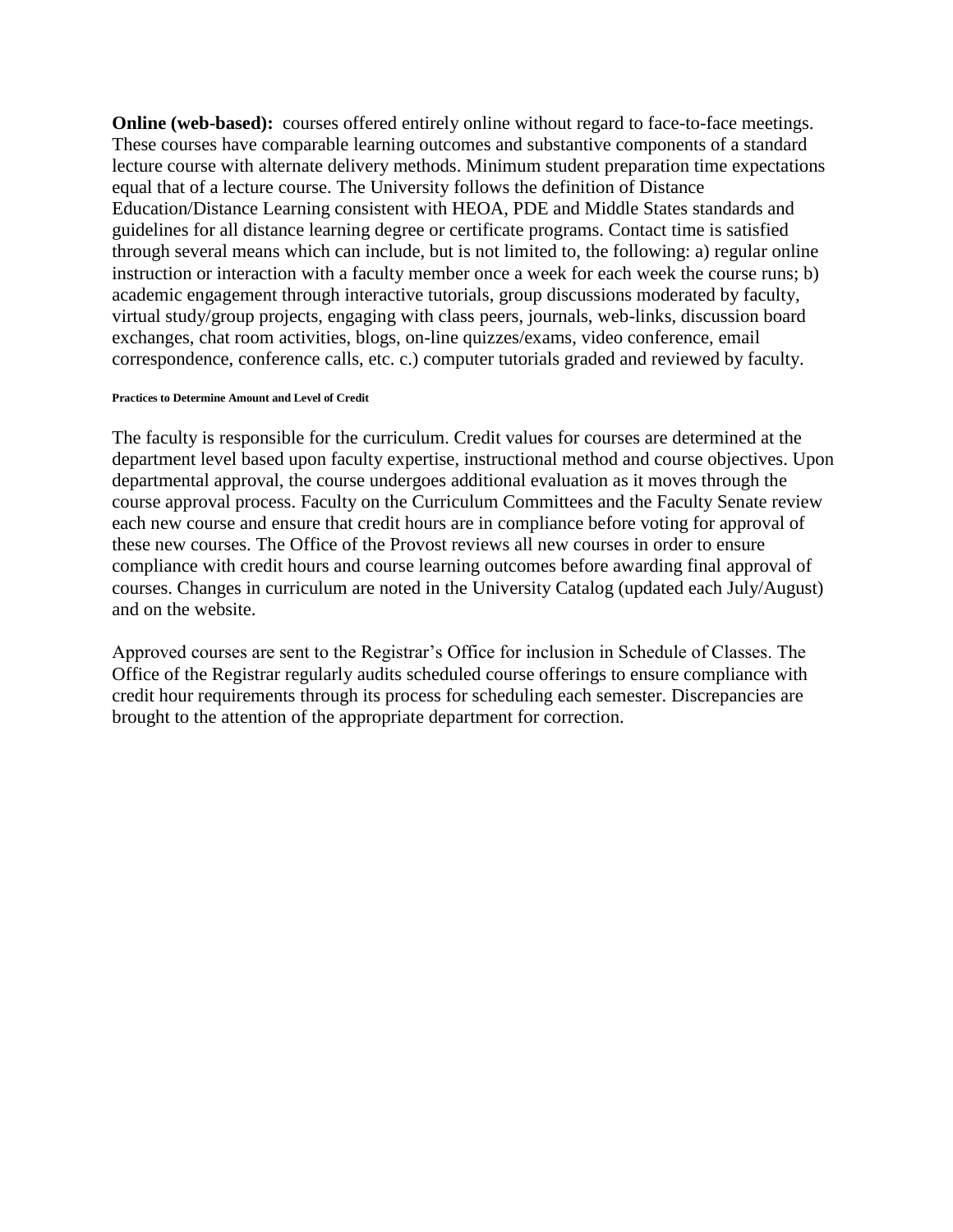**Online (web-based):** courses offered entirely online without regard to face-to-face meetings. These courses have comparable learning outcomes and substantive components of a standard lecture course with alternate delivery methods. Minimum student preparation time expectations equal that of a lecture course. The University follows the definition of Distance Education/Distance Learning consistent with HEOA, PDE and Middle States standards and guidelines for all distance learning degree or certificate programs. Contact time is satisfied through several means which can include, but is not limited to, the following: a) regular online instruction or interaction with a faculty member once a week for each week the course runs; b) academic engagement through interactive tutorials, group discussions moderated by faculty, virtual study/group projects, engaging with class peers, journals, web-links, discussion board exchanges, chat room activities, blogs, on-line quizzes/exams, video conference, email correspondence, conference calls, etc. c.) computer tutorials graded and reviewed by faculty.

###### Practices to Determine Amount and Level of Credit

The faculty is responsible for the curriculum. Credit values for courses are determined at the department level based upon faculty expertise, instructional method and course objectives. Upon departmental approval, the course undergoes additional evaluation as it moves through the course approval process. Faculty on the Curriculum Committees and the Faculty Senate review each new course and ensure that credit hours are in compliance before voting for approval of these new courses. The Office of the Provost reviews all new courses in order to ensure compliance with credit hours and course learning outcomes before awarding final approval of courses. Changes in curriculum are noted in the University Catalog (updated each July/August) and on the website.

Approved courses are sent to the Registrar's Office for inclusion in Schedule of Classes. The Office of the Registrar regularly audits scheduled course offerings to ensure compliance with credit hour requirements through its process for scheduling each semester. Discrepancies are brought to the attention of the appropriate department for correction.